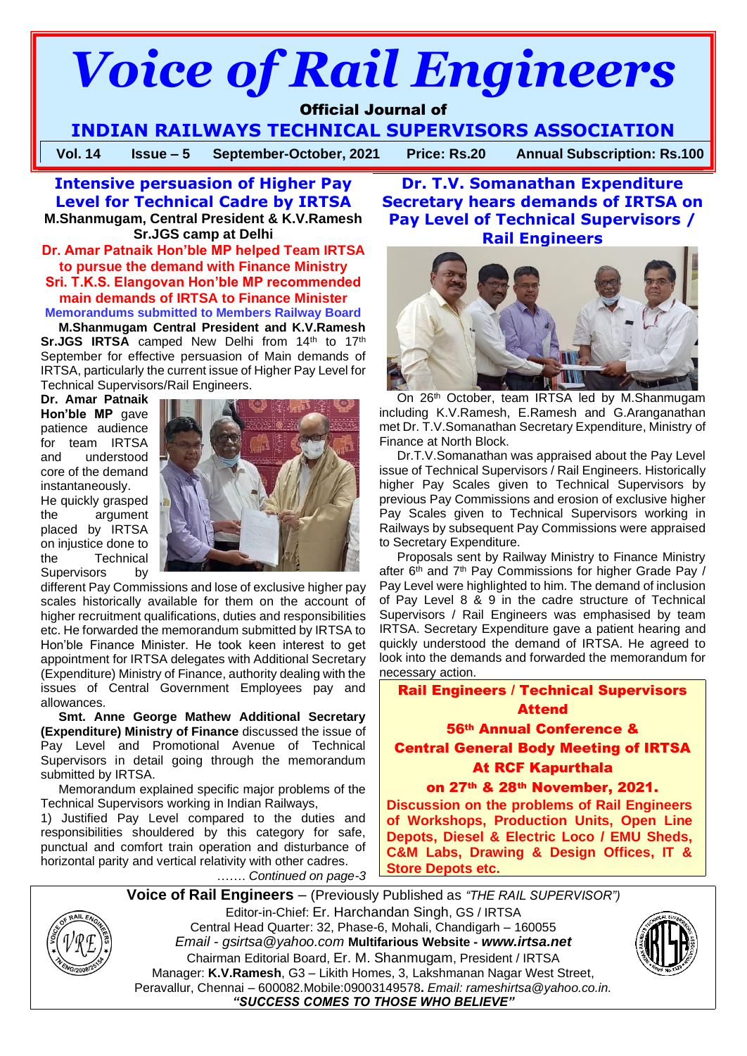# Voice of Rail Engineers

**Official Journal of**

**INDIAN RAILWAYS TECHNICAL SUPERVISORS ASSOCIATION**

**Vol. 14 Issue – 5 September-October, 2021 Price: Rs.20 Annual Subscription: Rs.100**

## Intensive persuasion of Higher Pay Level for Technical Cadre by IRTSA

**M.Shanmugam, Central President & K.V.Ramesh Sr.JGS camp at Delhi**

**Dr. Amar Patnaik Hon'ble MP helped Team IRTSA to pursue the demand with Finance Ministry**

**Sri. T.K.S. Elangovan Hon'ble MP recommended main demands of IRTSA to Finance Minister**

**Memorandums submitted to Members Railway Board**

**M.Shanmugam Central President and K.V.Ramesh Sr.JGS IRTSA** camped New Delhi from 14th to 17th September for effective persuasion of Main demands of IRTSA, particularly the current issue of Higher Pay Level for Technical Supervisors/Rail Engineers.

**Dr. Amar Patnaik Hon'ble MP** gave patience audience for team IRTSA and understood core of the demand instantaneously. He quickly grasped the argument placed by IRTSA on injustice done to the Technical Supervisors by different Pay Commissions and lose of exclusive higher pay scales historically available for them on the account of higher recruitment qualifications, duties and responsibilities etc. He forwarded the memorandum submitted by IRTSA to Hon'ble Finance Minister. He took keen interest to get appointment for IRTSA delegates with Additional Secretary (Expenditure) Ministry of Finance, authority dealing with the issues of Central Government Employees pay and allowances.

**Smt. Anne George Mathew Additional Secretary (Expenditure) Ministry of Finance** discussed the issue of Pay Level and Promotional Avenue of Technical Supervisors in detail going through the memorandum submitted by IRTSA.

Memorandum explained specific major problems of the Technical Supervisors working in Indian Railways,

1) Justified Pay Level compared to the duties and responsibilities shouldered by this category for safe, punctual and comfort train operation and disturbance of horizontal parity and vertical relativity with other cadres.

*……. Continued on page-3*

## Dr. T.V. Somanathan Expenditure Secretary hears demands of IRTSA on Pay Level of Technical Supervisors / Rail Engineers

On 26th October, team IRTSA led by M.Shanmugam including K.V.Ramesh, E.Ramesh and G.Aranganathan met Dr. T.V.Somanathan Secretary Expenditure, Ministry of Finance at North Block.

Dr.T.V.Somanathan was appraised about the Pay Level issue of Technical Supervisors / Rail Engineers. Historically higher Pay Scales given to Technical Supervisors by previous Pay Commissions and erosion of exclusive higher Pay Scales given to Technical Supervisors working in Railways by subsequent Pay Commissions were appraised to Secretary Expenditure.

Proposals sent by Railway Ministry to Finance Ministry after 6th and 7th Pay Commissions for higher Grade Pay / Pay Level were highlighted to him. The demand of inclusion of Pay Level 8 & 9 in the cadre structure of Technical Supervisors / Rail Engineers was emphasised by team IRTSA. Secretary Expenditure gave a patient hearing and quickly understood the demand of IRTSA. He agreed to look into the demands and forwarded the memorandum for necessary action.

**Rail Engineers / Technical Supervisors Attend**

**56th Annual Conference &**

**Central General Body Meeting of IRTSA**

**At RCF Kapurthala**

**on 27th & 28th November, 2021.**

**Discussion on the problems of Rail Engineers of Workshops, Production Units, Open Line Depots, Diesel & Electric Loco / EMU Sheds, C&M Labs, Drawing & Design Offices, IT & Store Depots etc.**

---

**Voice of Rail Engineers** – (Previously Published as *"THE RAIL SUPERVISOR")*

Editor-in-Chief: Er. Harchandan Singh, GS / IRTSA

Central Head Quarter: 32, Phase-6, Mohali, Chandigarh – 160055

*Email - gsirtsa@yahoo.com* **Multifarious Website - *www.irtsa.net***

Chairman Editorial Board, Er. M. Shanmugam, President / IRTSA

Manager: **K.V.Ramesh**, G3 – Likith Homes, 3, Lakshmanan Nagar West Street, Peravallur, Chennai – 600082.Mobile:09003149578**.** *Email: rameshirtsa@yahoo.co.in.*

***"SUCCESS COMES TO THOSE WHO BELIEVE"***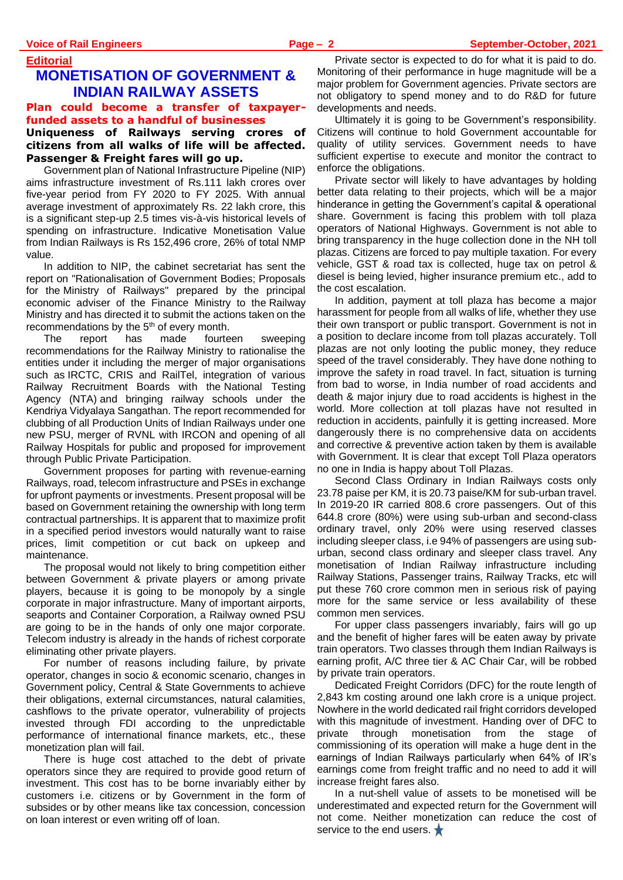**Editorial**

# MONETISATION OF GOVERNMENT & INDIAN RAILWAY ASSETS

**Plan could become a transfer of taxpayer-funded assets to a handful of businesses**

**Uniqueness of Railways serving crores of citizens from all walks of life will be affected. Passenger & Freight fares will go up.**

Government plan of National Infrastructure Pipeline (NIP) aims infrastructure investment of Rs.111 lakh crores over five-year period from FY 2020 to FY 2025. With annual average investment of approximately Rs. 22 lakh crore, this is a significant step-up 2.5 times vis-à-vis historical levels of spending on infrastructure. Indicative Monetisation Value from Indian Railways is Rs 152,496 crore, 26% of total NMP value.

In addition to NIP, the cabinet secretariat has sent the report on "Rationalisation of Government Bodies; Proposals for the Ministry of Railways" prepared by the principal economic adviser of the Finance Ministry to the Railway Ministry and has directed it to submit the actions taken on the recommendations by the 5th of every month.

The report has made fourteen sweeping recommendations for the Railway Ministry to rationalise the entities under it including the merger of major organisations such as IRCTC, CRIS and RailTel, integration of various Railway Recruitment Boards with the National Testing Agency (NTA) and bringing railway schools under the Kendriya Vidyalaya Sangathan. The report recommended for clubbing of all Production Units of Indian Railways under one new PSU, merger of RVNL with IRCON and opening of all Railway Hospitals for public and proposed for improvement through Public Private Participation.

Government proposes for parting with revenue-earning Railways, road, telecom infrastructure and PSEs in exchange for upfront payments or investments. Present proposal will be based on Government retaining the ownership with long term contractual partnerships. It is apparent that to maximize profit in a specified period investors would naturally want to raise prices, limit competition or cut back on upkeep and maintenance.

The proposal would not likely to bring competition either between Government & private players or among private players, because it is going to be monopoly by a single corporate in major infrastructure. Many of important airports, seaports and Container Corporation, a Railway owned PSU are going to be in the hands of only one major corporate. Telecom industry is already in the hands of richest corporate eliminating other private players.

For number of reasons including failure, by private operator, changes in socio & economic scenario, changes in Government policy, Central & State Governments to achieve their obligations, external circumstances, natural calamities, cashflows to the private operator, vulnerability of projects invested through FDI according to the unpredictable performance of international finance markets, etc., these monetization plan will fail.

There is huge cost attached to the debt of private operators since they are required to provide good return of investment. This cost has to be borne invariably either by customers i.e. citizens or by Government in the form of subsides or by other means like tax concession, concession on loan interest or even writing off of loan.

Private sector is expected to do for what it is paid to do. Monitoring of their performance in huge magnitude will be a major problem for Government agencies. Private sectors are not obligatory to spend money and to do R&D for future developments and needs.

Ultimately it is going to be Government's responsibility. Citizens will continue to hold Government accountable for quality of utility services. Government needs to have sufficient expertise to execute and monitor the contract to enforce the obligations.

Private sector will likely to have advantages by holding better data relating to their projects, which will be a major hinderance in getting the Government's capital & operational share. Government is facing this problem with toll plaza operators of National Highways. Government is not able to bring transparency in the huge collection done in the NH toll plazas. Citizens are forced to pay multiple taxation. For every vehicle, GST & road tax is collected, huge tax on petrol & diesel is being levied, higher insurance premium etc., add to the cost escalation.

In addition, payment at toll plaza has become a major harassment for people from all walks of life, whether they use their own transport or public transport. Government is not in a position to declare income from toll plazas accurately. Toll plazas are not only looting the public money, they reduce speed of the travel considerably. They have done nothing to improve the safety in road travel. In fact, situation is turning from bad to worse, in India number of road accidents and death & major injury due to road accidents is highest in the world. More collection at toll plazas have not resulted in reduction in accidents, painfully it is getting increased. More dangerously there is no comprehensive data on accidents and corrective & preventive action taken by them is available with Government. It is clear that except Toll Plaza operators no one in India is happy about Toll Plazas.

Second Class Ordinary in Indian Railways costs only 23.78 paise per KM, it is 20.73 paise/KM for sub-urban travel. In 2019-20 IR carried 808.6 crore passengers. Out of this 644.8 crore (80%) were using sub-urban and second-class ordinary travel, only 20% were using reserved classes including sleeper class, i.e 94% of passengers are using sub-urban, second class ordinary and sleeper class travel. Any monetisation of Indian Railway infrastructure including Railway Stations, Passenger trains, Railway Tracks, etc will put these 760 crore common men in serious risk of paying more for the same service or less availability of these common men services.

For upper class passengers invariably, fairs will go up and the benefit of higher fares will be eaten away by private train operators. Two classes through them Indian Railways is earning profit, A/C three tier & AC Chair Car, will be robbed by private train operators.

Dedicated Freight Corridors (DFC) for the route length of 2,843 km costing around one lakh crore is a unique project. Nowhere in the world dedicated rail fright corridors developed with this magnitude of investment. Handing over of DFC to private through monetisation from the stage of commissioning of its operation will make a huge dent in the earnings of Indian Railways particularly when 64% of IR's earnings come from freight traffic and no need to add it will increase freight fares also.

In a nut-shell value of assets to be monetised will be underestimated and expected return for the Government will not come. Neither monetization can reduce the cost of service to the end users. ★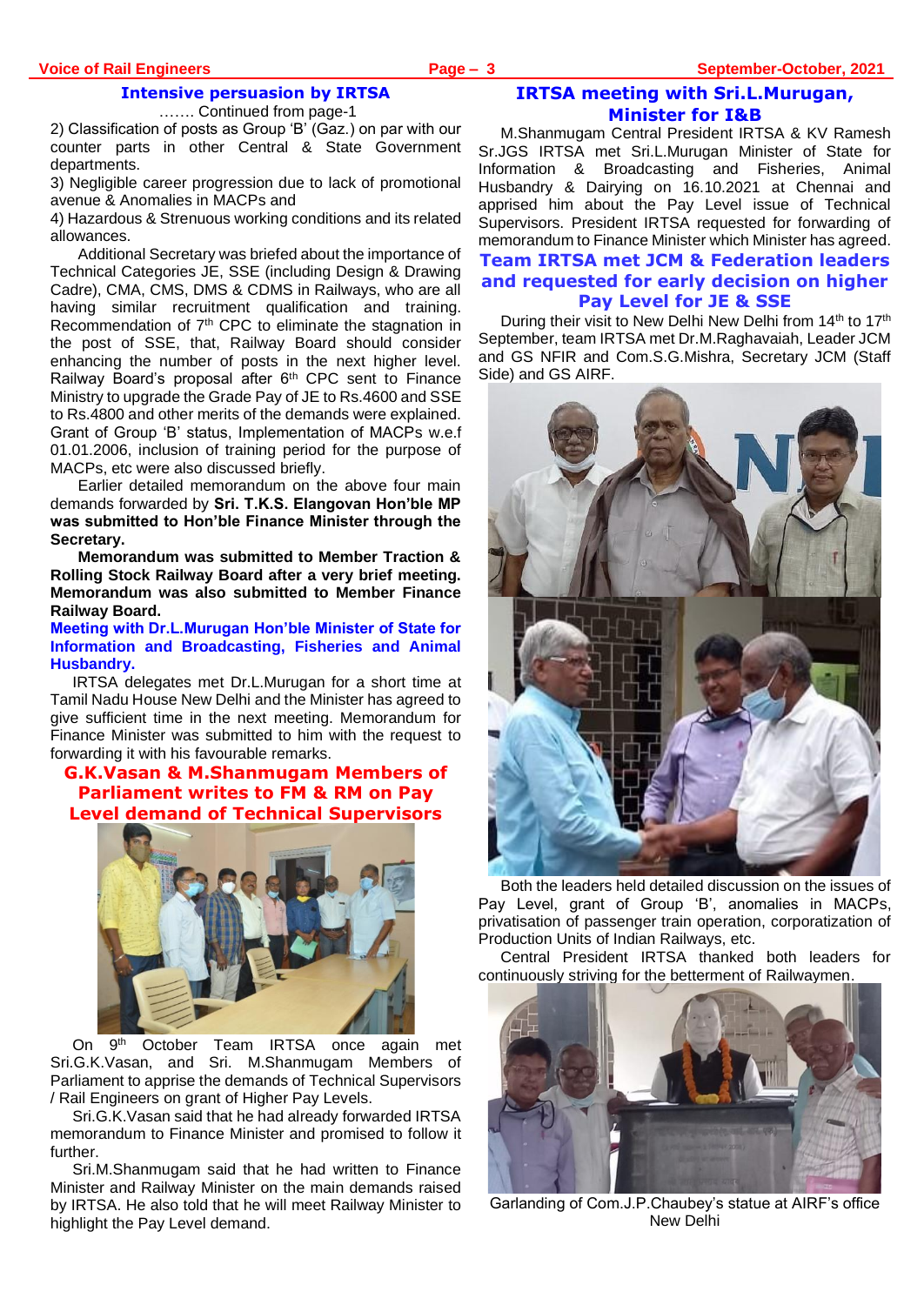## Intensive persuasion by IRTSA

……. Continued from page-1

2) Classification of posts as Group 'B' (Gaz.) on par with our counter parts in other Central & State Government departments.

3) Negligible career progression due to lack of promotional avenue & Anomalies in MACPs and

4) Hazardous & Strenuous working conditions and its related allowances.

Additional Secretary was briefed about the importance of Technical Categories JE, SSE (including Design & Drawing Cadre), CMA, CMS, DMS & CDMS in Railways, who are all having similar recruitment qualification and training. Recommendation of 7th CPC to eliminate the stagnation in the post of SSE, that, Railway Board should consider enhancing the number of posts in the next higher level. Railway Board's proposal after 6th CPC sent to Finance Ministry to upgrade the Grade Pay of JE to Rs.4600 and SSE to Rs.4800 and other merits of the demands were explained. Grant of Group 'B' status, Implementation of MACPs w.e.f 01.01.2006, inclusion of training period for the purpose of MACPs, etc were also discussed briefly.

Earlier detailed memorandum on the above four main demands forwarded by **Sri. T.K.S. Elangovan Hon'ble MP was submitted to Hon'ble Finance Minister through the Secretary.**

**Memorandum was submitted to Member Traction & Rolling Stock Railway Board after a very brief meeting. Memorandum was also submitted to Member Finance Railway Board.**

### Meeting with Dr.L.Murugan Hon'ble Minister of State for Information and Broadcasting, Fisheries and Animal Husbandry.

IRTSA delegates met Dr.L.Murugan for a short time at Tamil Nadu House New Delhi and the Minister has agreed to give sufficient time in the next meeting. Memorandum for Finance Minister was submitted to him with the request to forwarding it with his favourable remarks.

## G.K.Vasan & M.Shanmugam Members of Parliament writes to FM & RM on Pay Level demand of Technical Supervisors

On 9th October Team IRTSA once again met Sri.G.K.Vasan, and Sri. M.Shanmugam Members of Parliament to apprise the demands of Technical Supervisors / Rail Engineers on grant of Higher Pay Levels.

Sri.G.K.Vasan said that he had already forwarded IRTSA memorandum to Finance Minister and promised to follow it further.

Sri.M.Shanmugam said that he had written to Finance Minister and Railway Minister on the main demands raised by IRTSA. He also told that he will meet Railway Minister to highlight the Pay Level demand.

## IRTSA meeting with Sri.L.Murugan, Minister for I&B

M.Shanmugam Central President IRTSA & KV Ramesh Sr.JGS IRTSA met Sri.L.Murugan Minister of State for Information & Broadcasting and Fisheries, Animal Husbandry & Dairying on 16.10.2021 at Chennai and apprised him about the Pay Level issue of Technical Supervisors. President IRTSA requested for forwarding of memorandum to Finance Minister which Minister has agreed.

## Team IRTSA met JCM & Federation leaders and requested for early decision on higher Pay Level for JE & SSE

During their visit to New Delhi New Delhi from 14th to 17th September, team IRTSA met Dr.M.Raghavaiah, Leader JCM and GS NFIR and Com.S.G.Mishra, Secretary JCM (Staff Side) and GS AIRF.

Both the leaders held detailed discussion on the issues of Pay Level, grant of Group 'B', anomalies in MACPs, privatisation of passenger train operation, corporatization of Production Units of Indian Railways, etc.

Central President IRTSA thanked both leaders for continuously striving for the betterment of Railwaymen.

Garlanding of Com.J.P.Chaubey's statue at AIRF's office New Delhi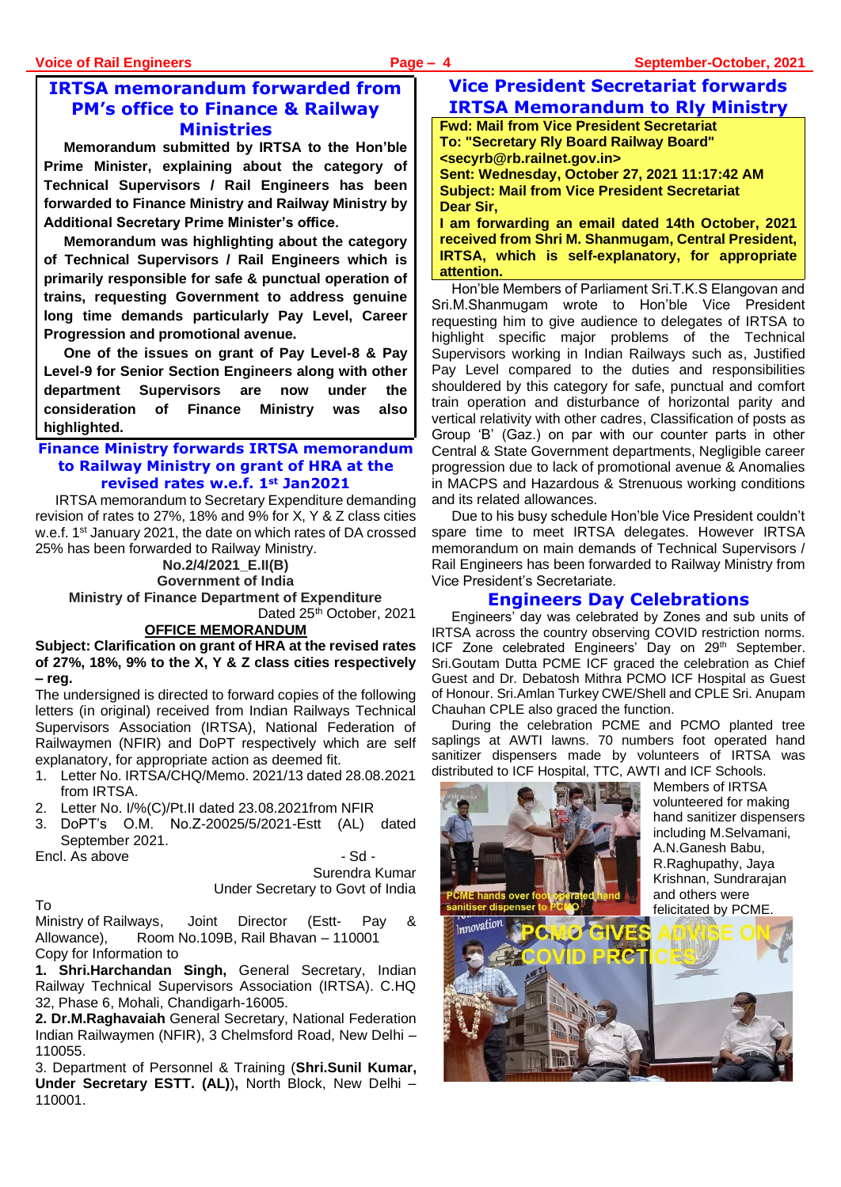## IRTSA memorandum forwarded from PM's office to Finance & Railway Ministries

**Memorandum submitted by IRTSA to the Hon'ble Prime Minister, explaining about the category of Technical Supervisors / Rail Engineers has been forwarded to Finance Ministry and Railway Ministry by Additional Secretary Prime Minister's office.**

**Memorandum was highlighting about the category of Technical Supervisors / Rail Engineers which is primarily responsible for safe & punctual operation of trains, requesting Government to address genuine long time demands particularly Pay Level, Career Progression and promotional avenue.**

**One of the issues on grant of Pay Level-8 & Pay Level-9 for Senior Section Engineers along with other department Supervisors are now under the consideration of Finance Ministry was also highlighted.**

## Finance Ministry forwards IRTSA memorandum to Railway Ministry on grant of HRA at the revised rates w.e.f. 1st Jan2021

IRTSA memorandum to Secretary Expenditure demanding revision of rates to 27%, 18% and 9% for X, Y & Z class cities w.e.f. 1st January 2021, the date on which rates of DA crossed 25% has been forwarded to Railway Ministry.

**No.2/4/2021_E.II(B)**
**Government of India**
**Ministry of Finance Department of Expenditure**

Dated 25th October, 2021

**OFFICE MEMORANDUM**

**Subject: Clarification on grant of HRA at the revised rates of 27%, 18%, 9% to the X, Y & Z class cities respectively – reg.**

The undersigned is directed to forward copies of the following letters (in original) received from Indian Railways Technical Supervisors Association (IRTSA), National Federation of Railwaymen (NFIR) and DoPT respectively which are self explanatory, for appropriate action as deemed fit.

1. Letter No. IRTSA/CHQ/Memo. 2021/13 dated 28.08.2021 from IRTSA.
2. Letter No. I/%(C)/Pt.II dated 23.08.2021from NFIR
3. DoPT's O.M. No.Z-20025/5/2021-Estt (AL) dated September 2021.

Encl. As above

- Sd -
Surendra Kumar
Under Secretary to Govt of India

To
Ministry of Railways, Joint Director (Estt- Pay & Allowance), Room No.109B, Rail Bhavan – 110001

Copy for Information to

**1. Shri.Harchandan Singh,** General Secretary, Indian Railway Technical Supervisors Association (IRTSA). C.HQ 32, Phase 6, Mohali, Chandigarh-16005.

**2. Dr.M.Raghavaiah** General Secretary, National Federation Indian Railwaymen (NFIR), 3 Chelmsford Road, New Delhi – 110055.

3. Department of Personnel & Training (**Shri.Sunil Kumar, Under Secretary ESTT. (AL)**), North Block, New Delhi – 110001.

## Vice President Secretariat forwards IRTSA Memorandum to Rly Ministry

**Fwd: Mail from Vice President Secretariat**
**To: "Secretary Rly Board Railway Board" <secyrb@rb.railnet.gov.in>**
**Sent: Wednesday, October 27, 2021 11:17:42 AM**
**Subject: Mail from Vice President Secretariat**
**Dear Sir,**
**I am forwarding an email dated 14th October, 2021 received from Shri M. Shanmugam, Central President, IRTSA, which is self-explanatory, for appropriate attention.**

Hon'ble Members of Parliament Sri.T.K.S Elangovan and Sri.M.Shanmugam wrote to Hon'ble Vice President requesting him to give audience to delegates of IRTSA to highlight specific major problems of the Technical Supervisors working in Indian Railways such as, Justified Pay Level compared to the duties and responsibilities shouldered by this category for safe, punctual and comfort train operation and disturbance of horizontal parity and vertical relativity with other cadres, Classification of posts as Group 'B' (Gaz.) on par with our counter parts in other Central & State Government departments, Negligible career progression due to lack of promotional avenue & Anomalies in MACPS and Hazardous & Strenuous working conditions and its related allowances.

Due to his busy schedule Hon'ble Vice President couldn't spare time to meet IRTSA delegates. However IRTSA memorandum on main demands of Technical Supervisors / Rail Engineers has been forwarded to Railway Ministry from Vice President's Secretariate.

## Engineers Day Celebrations

Engineers' day was celebrated by Zones and sub units of IRTSA across the country observing COVID restriction norms. ICF Zone celebrated Engineers' Day on 29th September. Sri.Goutam Dutta PCME ICF graced the celebration as Chief Guest and Dr. Debatosh Mithra PCMO ICF Hospital as Guest of Honour. Sri.Amlan Turkey CWE/Shell and CPLE Sri. Anupam Chauhan CPLE also graced the function.

During the celebration PCME and PCMO planted tree saplings at AWTI lawns. 70 numbers foot operated hand sanitizer dispensers made by volunteers of IRTSA was distributed to ICF Hospital, TTC, AWTI and ICF Schools.

PCME hands over foot operated hand sanitiser dispenser to PCMO

Members of IRTSA volunteered for making hand sanitizer dispensers including M.Selvamani, A.N.Ganesh Babu, R.Raghupathy, Jaya Krishnan, Sundrarajan and others were felicitated by PCME.

PCMO GIVES ADVISE ON COVID PRCTICES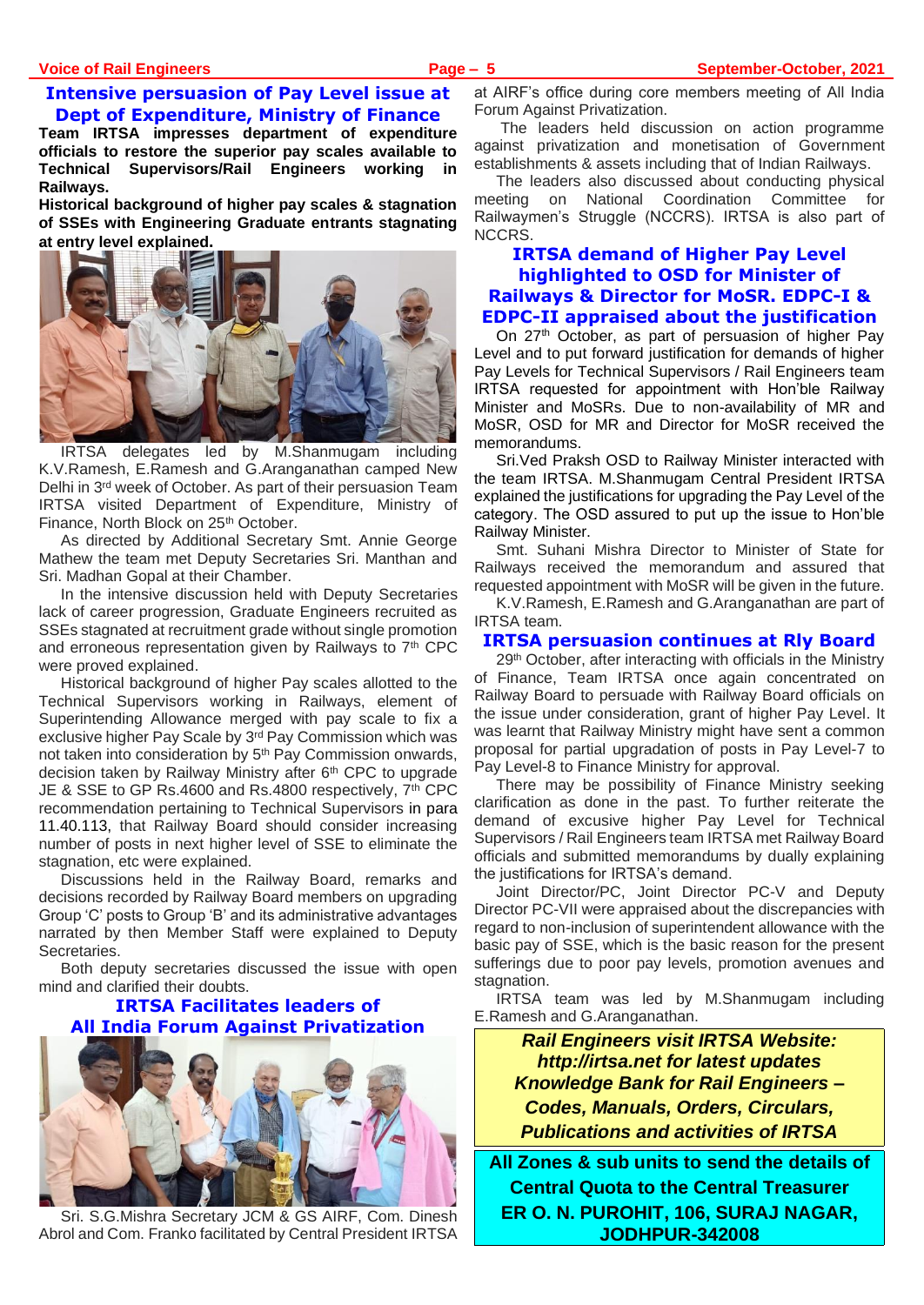## Intensive persuasion of Pay Level issue at Dept of Expenditure, Ministry of Finance

**Team IRTSA impresses department of expenditure officials to restore the superior pay scales available to Technical Supervisors/Rail Engineers working in Railways.**

**Historical background of higher pay scales & stagnation of SSEs with Engineering Graduate entrants stagnating at entry level explained.**

IRTSA delegates led by M.Shanmugam including K.V.Ramesh, E.Ramesh and G.Aranganathan camped New Delhi in 3rd week of October. As part of their persuasion Team IRTSA visited Department of Expenditure, Ministry of Finance, North Block on 25th October.

As directed by Additional Secretary Smt. Annie George Mathew the team met Deputy Secretaries Sri. Manthan and Sri. Madhan Gopal at their Chamber.

In the intensive discussion held with Deputy Secretaries lack of career progression, Graduate Engineers recruited as SSEs stagnated at recruitment grade without single promotion and erroneous representation given by Railways to 7th CPC were proved explained.

Historical background of higher Pay scales allotted to the Technical Supervisors working in Railways, element of Superintending Allowance merged with pay scale to fix a exclusive higher Pay Scale by 3rd Pay Commission which was not taken into consideration by 5th Pay Commission onwards, decision taken by Railway Ministry after 6th CPC to upgrade JE & SSE to GP Rs.4600 and Rs.4800 respectively, 7th CPC recommendation pertaining to Technical Supervisors in para 11.40.113, that Railway Board should consider increasing number of posts in next higher level of SSE to eliminate the stagnation, etc were explained.

Discussions held in the Railway Board, remarks and decisions recorded by Railway Board members on upgrading Group 'C' posts to Group 'B' and its administrative advantages narrated by then Member Staff were explained to Deputy Secretaries.

Both deputy secretaries discussed the issue with open mind and clarified their doubts.

## IRTSA Facilitates leaders of All India Forum Against Privatization

Sri. S.G.Mishra Secretary JCM & GS AIRF, Com. Dinesh Abrol and Com. Franko facilitated by Central President IRTSA at AIRF's office during core members meeting of All India Forum Against Privatization.

The leaders held discussion on action programme against privatization and monetisation of Government establishments & assets including that of Indian Railways.

The leaders also discussed about conducting physical meeting on National Coordination Committee for Railwaymen's Struggle (NCCRS). IRTSA is also part of NCCRS.

## IRTSA demand of Higher Pay Level highlighted to OSD for Minister of Railways & Director for MoSR. EDPC-I & EDPC-II appraised about the justification

On 27th October, as part of persuasion of higher Pay Level and to put forward justification for demands of higher Pay Levels for Technical Supervisors / Rail Engineers team IRTSA requested for appointment with Hon'ble Railway Minister and MoSRs. Due to non-availability of MR and MoSR, OSD for MR and Director for MoSR received the memorandums.

Sri.Ved Praksh OSD to Railway Minister interacted with the team IRTSA. M.Shanmugam Central President IRTSA explained the justifications for upgrading the Pay Level of the category. The OSD assured to put up the issue to Hon'ble Railway Minister.

Smt. Suhani Mishra Director to Minister of State for Railways received the memorandum and assured that requested appointment with MoSR will be given in the future.

K.V.Ramesh, E.Ramesh and G.Aranganathan are part of IRTSA team.

## IRTSA persuasion continues at Rly Board

29th October, after interacting with officials in the Ministry of Finance, Team IRTSA once again concentrated on Railway Board to persuade with Railway Board officials on the issue under consideration, grant of higher Pay Level. It was learnt that Railway Ministry might have sent a common proposal for partial upgradation of posts in Pay Level-7 to Pay Level-8 to Finance Ministry for approval.

There may be possibility of Finance Ministry seeking clarification as done in the past. To further reiterate the demand of excusive higher Pay Level for Technical Supervisors / Rail Engineers team IRTSA met Railway Board officials and submitted memorandums by dually explaining the justifications for IRTSA's demand.

Joint Director/PC, Joint Director PC-V and Deputy Director PC-VII were appraised about the discrepancies with regard to non-inclusion of superintendent allowance with the basic pay of SSE, which is the basic reason for the present sufferings due to poor pay levels, promotion avenues and stagnation.

IRTSA team was led by M.Shanmugam including E.Ramesh and G.Aranganathan.

***Rail Engineers visit IRTSA Website: http://irtsa.net for latest updates Knowledge Bank for Rail Engineers – Codes, Manuals, Orders, Circulars, Publications and activities of IRTSA***

**All Zones & sub units to send the details of Central Quota to the Central Treasurer ER O. N. PUROHIT, 106, SURAJ NAGAR, JODHPUR-342008**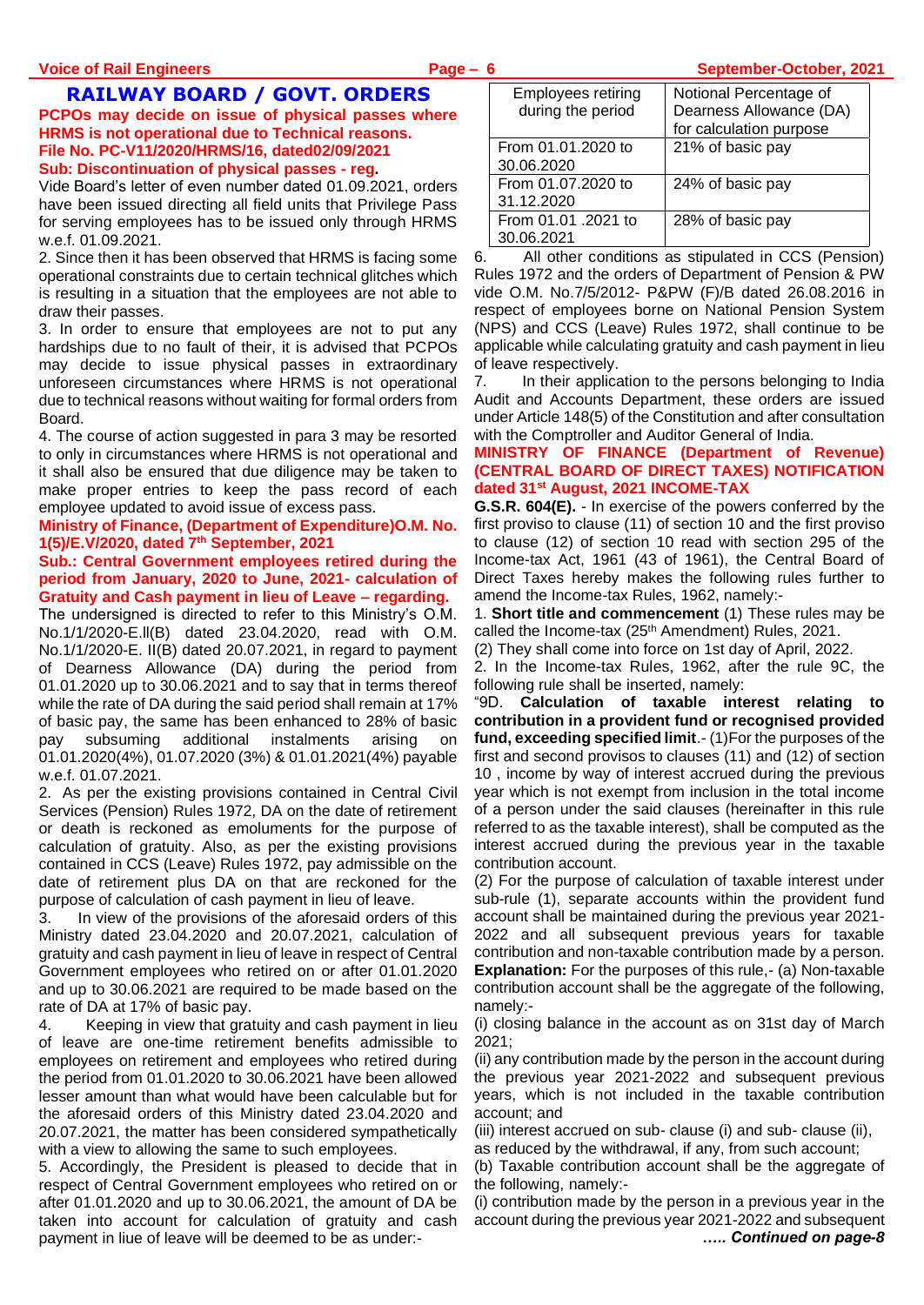## RAILWAY BOARD / GOVT. ORDERS

**PCPOs may decide on issue of physical passes where HRMS is not operational due to Technical reasons.**
**File No. PC-V11/2020/HRMS/16, dated02/09/2021**
**Sub: Discontinuation of physical passes - reg.**

Vide Board's letter of even number dated 01.09.2021, orders have been issued directing all field units that Privilege Pass for serving employees has to be issued only through HRMS w.e.f. 01.09.2021.

2. Since then it has been observed that HRMS is facing some operational constraints due to certain technical glitches which is resulting in a situation that the employees are not able to draw their passes.

3. In order to ensure that employees are not to put any hardships due to no fault of their, it is advised that PCPOs may decide to issue physical passes in extraordinary unforeseen circumstances where HRMS is not operational due to technical reasons without waiting for formal orders from Board.

4. The course of action suggested in para 3 may be resorted to only in circumstances where HRMS is not operational and it shall also be ensured that due diligence may be taken to make proper entries to keep the pass record of each employee updated to avoid issue of excess pass.

**Ministry of Finance, (Department of Expenditure)O.M. No. 1(5)/E.V/2020, dated 7th September, 2021**

**Sub.: Central Government employees retired during the period from January, 2020 to June, 2021- calculation of Gratuity and Cash payment in lieu of Leave – regarding.**

The undersigned is directed to refer to this Ministry's O.M. No.1/1/2020-E.ll(B) dated 23.04.2020, read with O.M. No.1/1/2020-E. II(B) dated 20.07.2021, in regard to payment of Dearness Allowance (DA) during the period from 01.01.2020 up to 30.06.2021 and to say that in terms thereof while the rate of DA during the said period shall remain at 17% of basic pay, the same has been enhanced to 28% of basic pay subsuming additional instalments arising on 01.01.2020(4%), 01.07.2020 (3%) & 01.01.2021(4%) payable w.e.f. 01.07.2021.

2. As per the existing provisions contained in Central Civil Services (Pension) Rules 1972, DA on the date of retirement or death is reckoned as emoluments for the purpose of calculation of gratuity. Also, as per the existing provisions contained in CCS (Leave) Rules 1972, pay admissible on the date of retirement plus DA on that are reckoned for the purpose of calculation of cash payment in lieu of leave.

3. In view of the provisions of the aforesaid orders of this Ministry dated 23.04.2020 and 20.07.2021, calculation of gratuity and cash payment in lieu of leave in respect of Central Government employees who retired on or after 01.01.2020 and up to 30.06.2021 are required to be made based on the rate of DA at 17% of basic pay.

4. Keeping in view that gratuity and cash payment in lieu of leave are one-time retirement benefits admissible to employees on retirement and employees who retired during the period from 01.01.2020 to 30.06.2021 have been allowed lesser amount than what would have been calculable but for the aforesaid orders of this Ministry dated 23.04.2020 and 20.07.2021, the matter has been considered sympathetically with a view to allowing the same to such employees.

5. Accordingly, the President is pleased to decide that in respect of Central Government employees who retired on or after 01.01.2020 and up to 30.06.2021, the amount of DA be taken into account for calculation of gratuity and cash payment in liue of leave will be deemed to be as under:-

| Employees retiring during the period | Notional Percentage of Dearness Allowance (DA) for calculation purpose |
|---|---|
| From 01.01.2020 to 30.06.2020 | 21% of basic pay |
| From 01.07.2020 to 31.12.2020 | 24% of basic pay |
| From 01.01 .2021 to 30.06.2021 | 28% of basic pay |

6. All other conditions as stipulated in CCS (Pension) Rules 1972 and the orders of Department of Pension & PW vide O.M. No.7/5/2012- P&PW (F)/B dated 26.08.2016 in respect of employees borne on National Pension System (NPS) and CCS (Leave) Rules 1972, shall continue to be applicable while calculating gratuity and cash payment in lieu of leave respectively.

7. In their application to the persons belonging to India Audit and Accounts Department, these orders are issued under Article 148(5) of the Constitution and after consultation with the Comptroller and Auditor General of India.

**MINISTRY OF FINANCE (Department of Revenue) (CENTRAL BOARD OF DIRECT TAXES) NOTIFICATION dated 31st August, 2021 INCOME-TAX**

**G.S.R. 604(E).** - In exercise of the powers conferred by the first proviso to clause (11) of section 10 and the first proviso to clause (12) of section 10 read with section 295 of the Income-tax Act, 1961 (43 of 1961), the Central Board of Direct Taxes hereby makes the following rules further to amend the Income-tax Rules, 1962, namely:-

1. **Short title and commencement** (1) These rules may be called the Income-tax (25th Amendment) Rules, 2021.

(2) They shall come into force on 1st day of April, 2022.

2. In the Income-tax Rules, 1962, after the rule 9C, the following rule shall be inserted, namely:

"9D. **Calculation of taxable interest relating to contribution in a provident fund or recognised provided fund, exceeding specified limit**.- (1)For the purposes of the first and second provisos to clauses (11) and (12) of section 10 , income by way of interest accrued during the previous year which is not exempt from inclusion in the total income of a person under the said clauses (hereinafter in this rule referred to as the taxable interest), shall be computed as the interest accrued during the previous year in the taxable contribution account.

(2) For the purpose of calculation of taxable interest under sub-rule (1), separate accounts within the provident fund account shall be maintained during the previous year 2021-2022 and all subsequent previous years for taxable contribution and non-taxable contribution made by a person.

**Explanation:** For the purposes of this rule,- (a) Non-taxable contribution account shall be the aggregate of the following, namely:-

(i) closing balance in the account as on 31st day of March 2021;

(ii) any contribution made by the person in the account during the previous year 2021-2022 and subsequent previous years, which is not included in the taxable contribution account; and

(iii) interest accrued on sub- clause (i) and sub- clause (ii), as reduced by the withdrawal, if any, from such account;

(b) Taxable contribution account shall be the aggregate of the following, namely:-

(i) contribution made by the person in a previous year in the account during the previous year 2021-2022 and subsequent

***….. Continued on page-8***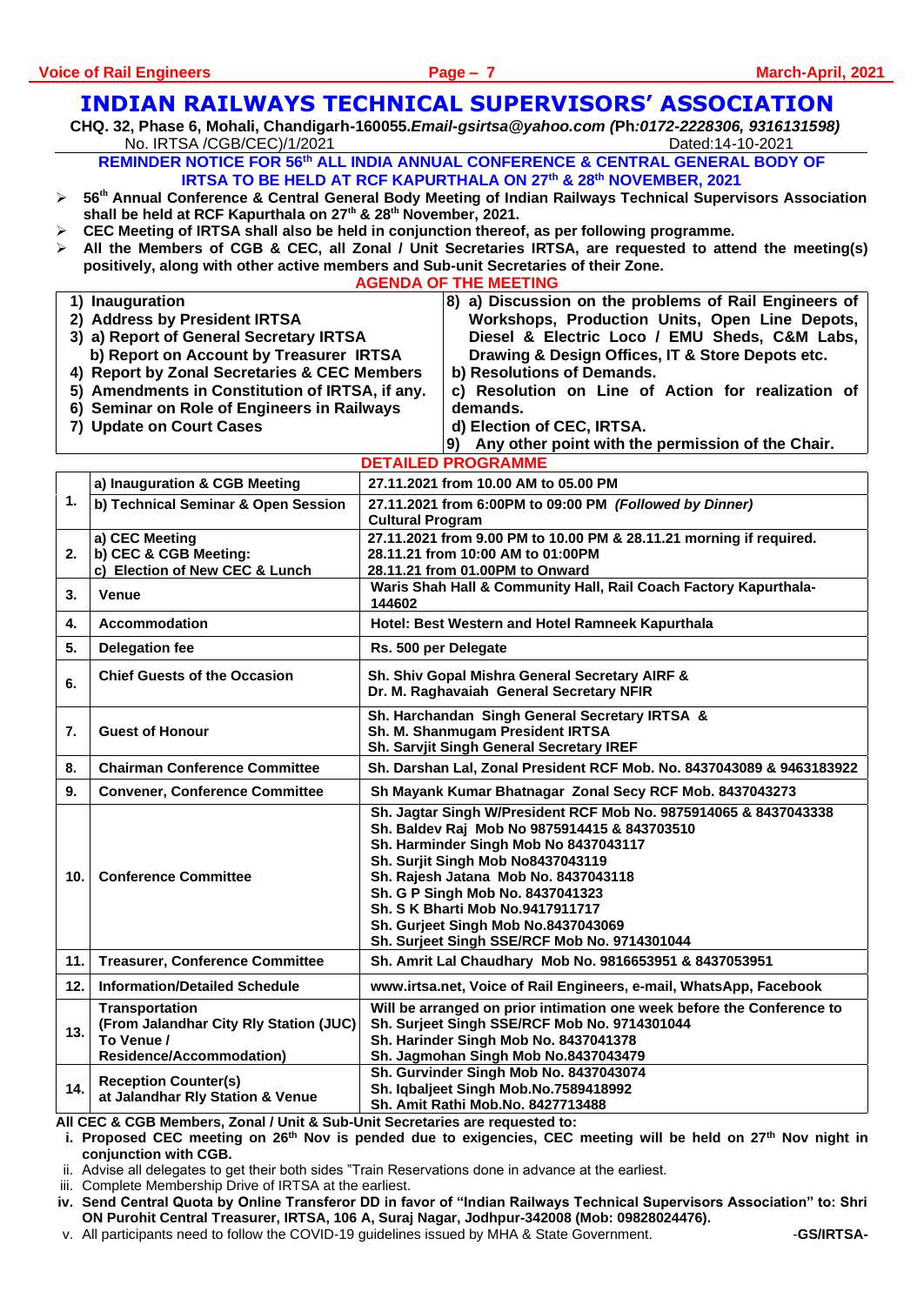# INDIAN RAILWAYS TECHNICAL SUPERVISORS' ASSOCIATION

**CHQ. 32, Phase 6, Mohali, Chandigarh-160055.*Email-gsirtsa@yahoo.com (*Ph:*0172-2228306, 9316131598)***

No. IRTSA /CGB/CEC)/1/2021 Dated:14-10-2021

**REMINDER NOTICE FOR 56th ALL INDIA ANNUAL CONFERENCE & CENTRAL GENERAL BODY OF IRTSA TO BE HELD AT RCF KAPURTHALA ON 27th & 28th NOVEMBER, 2021**

- **56th Annual Conference & Central General Body Meeting of Indian Railways Technical Supervisors Association shall be held at RCF Kapurthala on 27th & 28th November, 2021.**
- **CEC Meeting of IRTSA shall also be held in conjunction thereof, as per following programme.**
- **All the Members of CGB & CEC, all Zonal / Unit Secretaries IRTSA, are requested to attend the meeting(s) positively, along with other active members and Sub-unit Secretaries of their Zone.**

## AGENDA OF THE MEETING

1) Inauguration
2) Address by President IRTSA
3) a) Report of General Secretary IRTSA
   b) Report on Account by Treasurer IRTSA
4) Report by Zonal Secretaries & CEC Members
5) Amendments in Constitution of IRTSA, if any.
6) Seminar on Role of Engineers in Railways
7) Update on Court Cases
8) a) Discussion on the problems of Rail Engineers of Workshops, Production Units, Open Line Depots, Diesel & Electric Loco / EMU Sheds, C&M Labs, Drawing & Design Offices, IT & Store Depots etc.
   b) Resolutions of Demands.
   c) Resolution on Line of Action for realization of demands.
   d) Election of CEC, IRTSA.
9) Any other point with the permission of the Chair.

## DETAILED PROGRAMME

| | | |
|---|---|---|
| 1. | a) Inauguration & CGB Meeting | 27.11.2021 from 10.00 AM to 05.00 PM |
| | b) Technical Seminar & Open Session | 27.11.2021 from 6:00PM to 09:00 PM *(Followed by Dinner)* Cultural Program |
| 2. | a) CEC Meeting<br>b) CEC & CGB Meeting:<br>c) Election of New CEC & Lunch | 27.11.2021 from 9.00 PM to 10.00 PM & 28.11.21 morning if required.<br>28.11.21 from 10:00 AM to 01:00PM<br>28.11.21 from 01.00PM to Onward |
| 3. | Venue | Waris Shah Hall & Community Hall, Rail Coach Factory Kapurthala-144602 |
| 4. | Accommodation | Hotel: Best Western and Hotel Ramneek Kapurthala |
| 5. | Delegation fee | Rs. 500 per Delegate |
| 6. | Chief Guests of the Occasion | Sh. Shiv Gopal Mishra General Secretary AIRF &<br>Dr. M. Raghavaiah General Secretary NFIR |
| 7. | Guest of Honour | Sh. Harchandan Singh General Secretary IRTSA &<br>Sh. M. Shanmugam President IRTSA<br>Sh. Sarvjit Singh General Secretary IREF |
| 8. | Chairman Conference Committee | Sh. Darshan Lal, Zonal President RCF Mob. No. 8437043089 & 9463183922 |
| 9. | Convener, Conference Committee | Sh Mayank Kumar Bhatnagar Zonal Secy RCF Mob. 8437043273 |
| 10. | Conference Committee | Sh. Jagtar Singh W/President RCF Mob No. 9875914065 & 8437043338<br>Sh. Baldev Raj Mob No 9875914415 & 843703510<br>Sh. Harminder Singh Mob No 8437043117<br>Sh. Surjit Singh Mob No8437043119<br>Sh. Rajesh Jatana Mob No. 8437043118<br>Sh. G P Singh Mob No. 8437041323<br>Sh. S K Bharti Mob No.9417911717<br>Sh. Gurjeet Singh Mob No.8437043069<br>Sh. Surjeet Singh SSE/RCF Mob No. 9714301044 |
| 11. | Treasurer, Conference Committee | Sh. Amrit Lal Chaudhary Mob No. 9816653951 & 8437053951 |
| 12. | Information/Detailed Schedule | www.irtsa.net, Voice of Rail Engineers, e-mail, WhatsApp, Facebook |
| 13. | Transportation (From Jalandhar City Rly Station (JUC) To Venue / Residence/Accommodation) | Will be arranged on prior intimation one week before the Conference to<br>Sh. Surjeet Singh SSE/RCF Mob No. 9714301044<br>Sh. Harinder Singh Mob No. 8437041378<br>Sh. Jagmohan Singh Mob No.8437043479 |
| 14. | Reception Counter(s) at Jalandhar Rly Station & Venue | Sh. Gurvinder Singh Mob No. 8437043074<br>Sh. Iqbaljeet Singh Mob.No.7589418992<br>Sh. Amit Rathi Mob.No. 8427713488 |

**All CEC & CGB Members, Zonal / Unit & Sub-Unit Secretaries are requested to:**

i. **Proposed CEC meeting on 26th Nov is pended due to exigencies, CEC meeting will be held on 27th Nov night in conjunction with CGB.**

ii. Advise all delegates to get their both sides "Train Reservations done in advance at the earliest.

iii. Complete Membership Drive of IRTSA at the earliest.

iv. **Send Central Quota by Online Transferor DD in favor of "Indian Railways Technical Supervisors Association" to: Shri ON Purohit Central Treasurer, IRTSA, 106 A, Suraj Nagar, Jodhpur-342008 (Mob: 09828024476).**

v. All participants need to follow the COVID-19 guidelines issued by MHA & State Government.

**-GS/IRTSA-**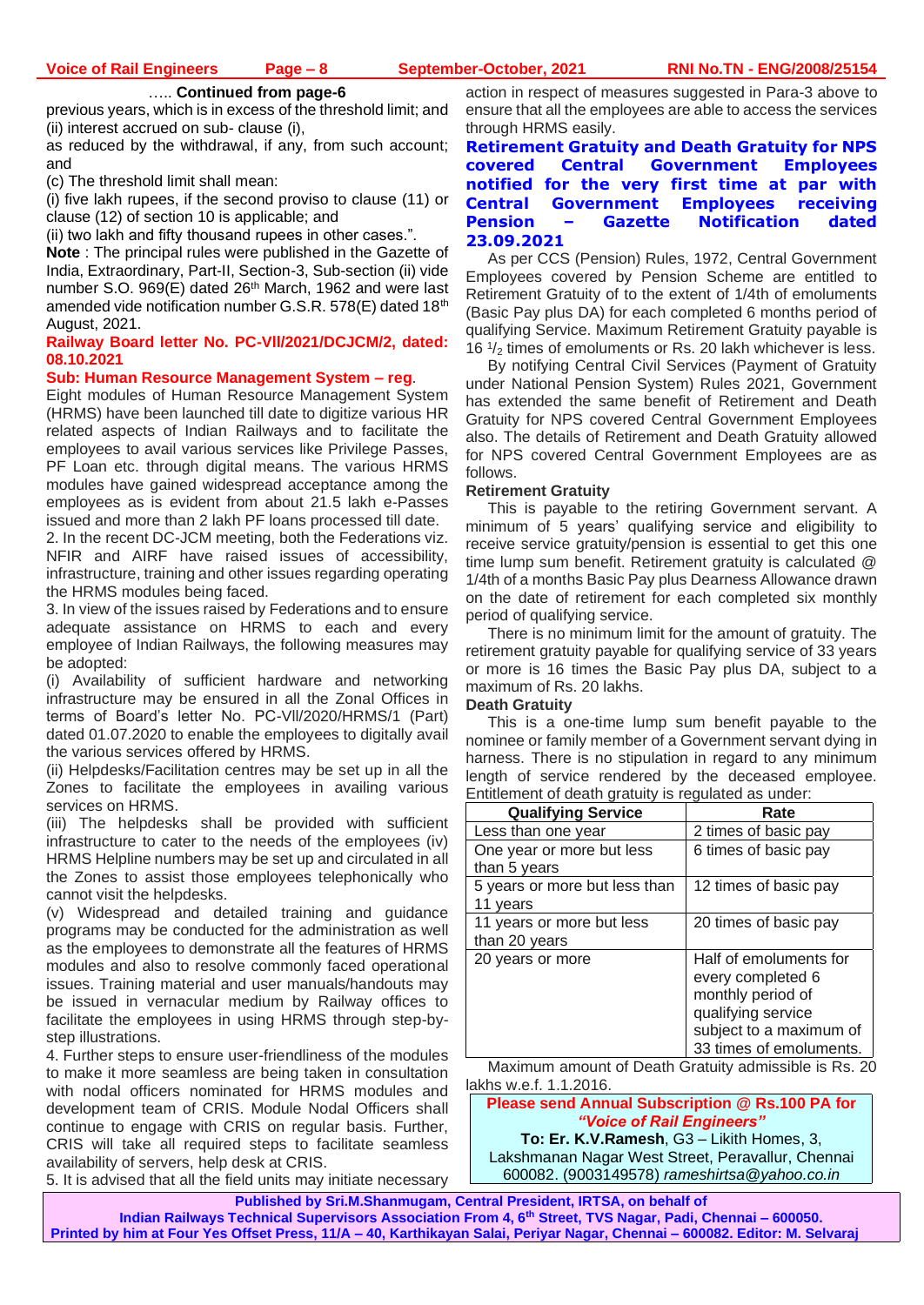….. **Continued from page-6**

previous years, which is in excess of the threshold limit; and (ii) interest accrued on sub- clause (i),

as reduced by the withdrawal, if any, from such account; and

(c) The threshold limit shall mean:

(i) five lakh rupees, if the second proviso to clause (11) or clause (12) of section 10 is applicable; and

(ii) two lakh and fifty thousand rupees in other cases.".

**Note** : The principal rules were published in the Gazette of India, Extraordinary, Part-II, Section-3, Sub-section (ii) vide number S.O. 969(E) dated 26th March, 1962 and were last amended vide notification number G.S.R. 578(E) dated 18th August, 2021.

**Railway Board letter No. PC-VII/2021/DCJCM/2, dated: 08.10.2021**

**Sub: Human Resource Management System – reg.**

Eight modules of Human Resource Management System (HRMS) have been launched till date to digitize various HR related aspects of Indian Railways and to facilitate the employees to avail various services like Privilege Passes, PF Loan etc. through digital means. The various HRMS modules have gained widespread acceptance among the employees as is evident from about 21.5 lakh e-Passes issued and more than 2 lakh PF loans processed till date.

2. In the recent DC-JCM meeting, both the Federations viz. NFIR and AIRF have raised issues of accessibility, infrastructure, training and other issues regarding operating the HRMS modules being faced.

3. In view of the issues raised by Federations and to ensure adequate assistance on HRMS to each and every employee of Indian Railways, the following measures may be adopted:

(i) Availability of sufficient hardware and networking infrastructure may be ensured in all the Zonal Offices in terms of Board's letter No. PC-VII/2020/HRMS/1 (Part) dated 01.07.2020 to enable the employees to digitally avail the various services offered by HRMS.

(ii) Helpdesks/Facilitation centres may be set up in all the Zones to facilitate the employees in availing various services on HRMS.

(iii) The helpdesks shall be provided with sufficient infrastructure to cater to the needs of the employees (iv) HRMS Helpline numbers may be set up and circulated in all the Zones to assist those employees telephonically who cannot visit the helpdesks.

(v) Widespread and detailed training and guidance programs may be conducted for the administration as well as the employees to demonstrate all the features of HRMS modules and also to resolve commonly faced operational issues. Training material and user manuals/handouts may be issued in vernacular medium by Railway offices to facilitate the employees in using HRMS through step-by-step illustrations.

4. Further steps to ensure user-friendliness of the modules to make it more seamless are being taken in consultation with nodal officers nominated for HRMS modules and development team of CRIS. Module Nodal Officers shall continue to engage with CRIS on regular basis. Further, CRIS will take all required steps to facilitate seamless availability of servers, help desk at CRIS.

5. It is advised that all the field units may initiate necessary action in respect of measures suggested in Para-3 above to ensure that all the employees are able to access the services through HRMS easily.

## Retirement Gratuity and Death Gratuity for NPS covered Central Government Employees notified for the very first time at par with Central Government Employees receiving Pension – Gazette Notification dated 23.09.2021

As per CCS (Pension) Rules, 1972, Central Government Employees covered by Pension Scheme are entitled to Retirement Gratuity of to the extent of 1/4th of emoluments (Basic Pay plus DA) for each completed 6 months period of qualifying Service. Maximum Retirement Gratuity payable is 16 $^1/_2$ times of emoluments or Rs. 20 lakh whichever is less.

By notifying Central Civil Services (Payment of Gratuity under National Pension System) Rules 2021, Government has extended the same benefit of Retirement and Death Gratuity for NPS covered Central Government Employees also. The details of Retirement and Death Gratuity allowed for NPS covered Central Government Employees are as follows.

**Retirement Gratuity**

This is payable to the retiring Government servant. A minimum of 5 years' qualifying service and eligibility to receive service gratuity/pension is essential to get this one time lump sum benefit. Retirement gratuity is calculated @ 1/4th of a months Basic Pay plus Dearness Allowance drawn on the date of retirement for each completed six monthly period of qualifying service.

There is no minimum limit for the amount of gratuity. The retirement gratuity payable for qualifying service of 33 years or more is 16 times the Basic Pay plus DA, subject to a maximum of Rs. 20 lakhs.

**Death Gratuity**

This is a one-time lump sum benefit payable to the nominee or family member of a Government servant dying in harness. There is no stipulation in regard to any minimum length of service rendered by the deceased employee. Entitlement of death gratuity is regulated as under:

| Qualifying Service | Rate |
|---|---|
| Less than one year | 2 times of basic pay |
| One year or more but less than 5 years | 6 times of basic pay |
| 5 years or more but less than 11 years | 12 times of basic pay |
| 11 years or more but less than 20 years | 20 times of basic pay |
| 20 years or more | Half of emoluments for every completed 6 monthly period of qualifying service subject to a maximum of 33 times of emoluments. |

Maximum amount of Death Gratuity admissible is Rs. 20 lakhs w.e.f. 1.1.2016.

**Please send Annual Subscription @ Rs.100 PA for *"Voice of Rail Engineers"***

**To: Er. K.V.Ramesh**, G3 – Likith Homes, 3, Lakshmanan Nagar West Street, Peravallur, Chennai 600082. (9003149578) *rameshirtsa@yahoo.co.in*

**Published by Sri.M.Shanmugam, Central President, IRTSA, on behalf of Indian Railways Technical Supervisors Association From 4, 6th Street, TVS Nagar, Padi, Chennai – 600050. Printed by him at Four Yes Offset Press, 11/A – 40, Karthikayan Salai, Periyar Nagar, Chennai – 600082. Editor: M. Selvaraj**